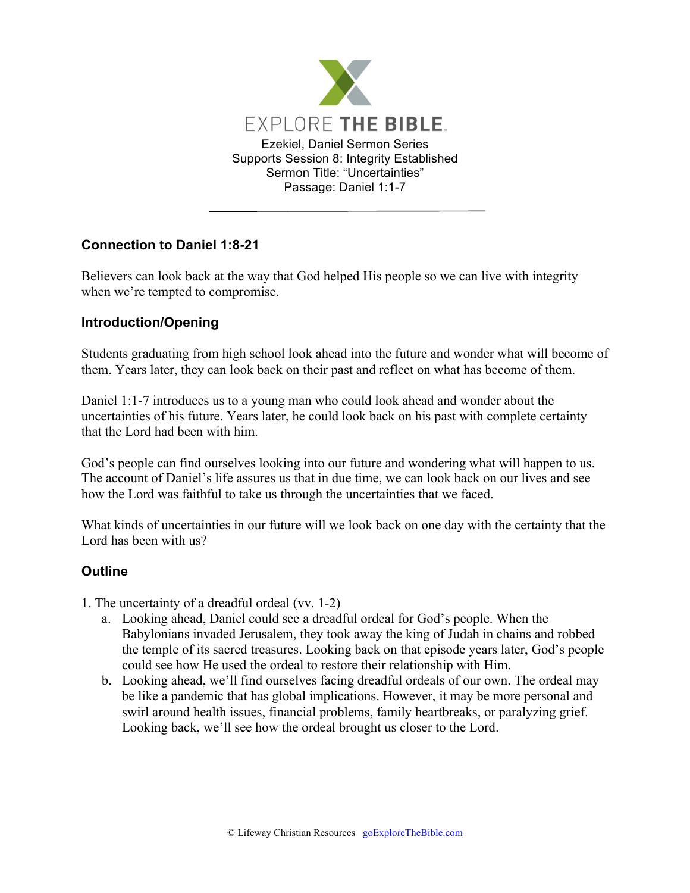EXPLORE THE BIBLE.

Ezekiel, Daniel Sermon Series
Supports Session 8: Integrity Established
Sermon Title: "Uncertainties"
Passage: Daniel 1:1-7

---

### Connection to Daniel 1:8-21

Believers can look back at the way that God helped His people so we can live with integrity when we're tempted to compromise.

### Introduction/Opening

Students graduating from high school look ahead into the future and wonder what will become of them. Years later, they can look back on their past and reflect on what has become of them.

Daniel 1:1-7 introduces us to a young man who could look ahead and wonder about the uncertainties of his future. Years later, he could look back on his past with complete certainty that the Lord had been with him.

God's people can find ourselves looking into our future and wondering what will happen to us. The account of Daniel's life assures us that in due time, we can look back on our lives and see how the Lord was faithful to take us through the uncertainties that we faced.

What kinds of uncertainties in our future will we look back on one day with the certainty that the Lord has been with us?

### Outline

1. The uncertainty of a dreadful ordeal (vv. 1-2)
   a. Looking ahead, Daniel could see a dreadful ordeal for God's people. When the Babylonians invaded Jerusalem, they took away the king of Judah in chains and robbed the temple of its sacred treasures. Looking back on that episode years later, God's people could see how He used the ordeal to restore their relationship with Him.
   b. Looking ahead, we'll find ourselves facing dreadful ordeals of our own. The ordeal may be like a pandemic that has global implications. However, it may be more personal and swirl around health issues, financial problems, family heartbreaks, or paralyzing grief. Looking back, we'll see how the ordeal brought us closer to the Lord.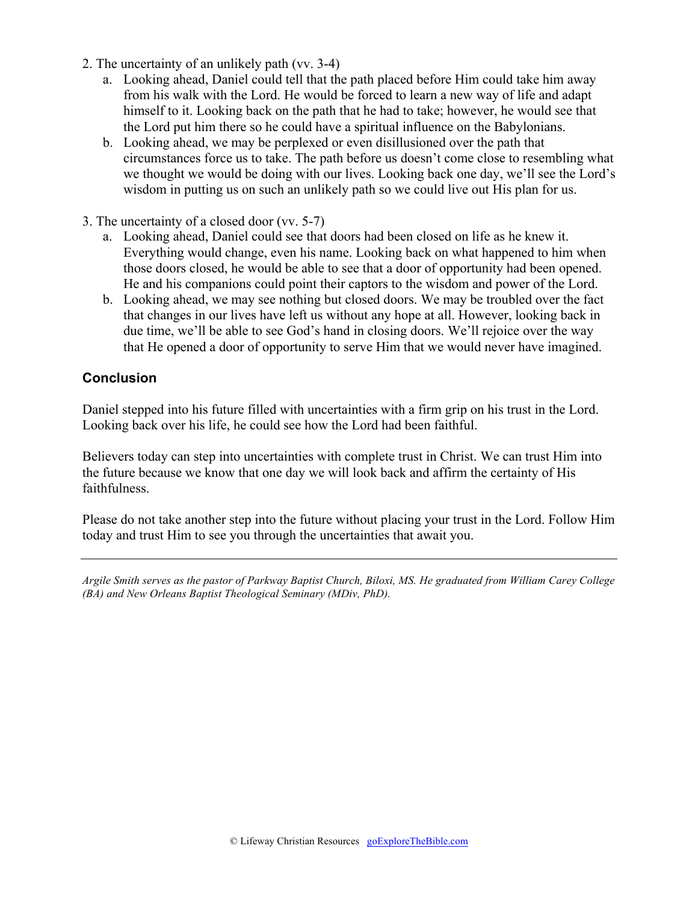2. The uncertainty of an unlikely path (vv. 3-4)
   a. Looking ahead, Daniel could tell that the path placed before Him could take him away from his walk with the Lord. He would be forced to learn a new way of life and adapt himself to it. Looking back on the path that he had to take; however, he would see that the Lord put him there so he could have a spiritual influence on the Babylonians.
   b. Looking ahead, we may be perplexed or even disillusioned over the path that circumstances force us to take. The path before us doesn't come close to resembling what we thought we would be doing with our lives. Looking back one day, we'll see the Lord's wisdom in putting us on such an unlikely path so we could live out His plan for us.

3. The uncertainty of a closed door (vv. 5-7)
   a. Looking ahead, Daniel could see that doors had been closed on life as he knew it. Everything would change, even his name. Looking back on what happened to him when those doors closed, he would be able to see that a door of opportunity had been opened. He and his companions could point their captors to the wisdom and power of the Lord.
   b. Looking ahead, we may see nothing but closed doors. We may be troubled over the fact that changes in our lives have left us without any hope at all. However, looking back in due time, we'll be able to see God's hand in closing doors. We'll rejoice over the way that He opened a door of opportunity to serve Him that we would never have imagined.

## Conclusion

Daniel stepped into his future filled with uncertainties with a firm grip on his trust in the Lord. Looking back over his life, he could see how the Lord had been faithful.

Believers today can step into uncertainties with complete trust in Christ. We can trust Him into the future because we know that one day we will look back and affirm the certainty of His faithfulness.

Please do not take another step into the future without placing your trust in the Lord. Follow Him today and trust Him to see you through the uncertainties that await you.

---

*Argile Smith serves as the pastor of Parkway Baptist Church, Biloxi, MS. He graduated from William Carey College (BA) and New Orleans Baptist Theological Seminary (MDiv, PhD).*

© Lifeway Christian Resources goExploreTheBible.com